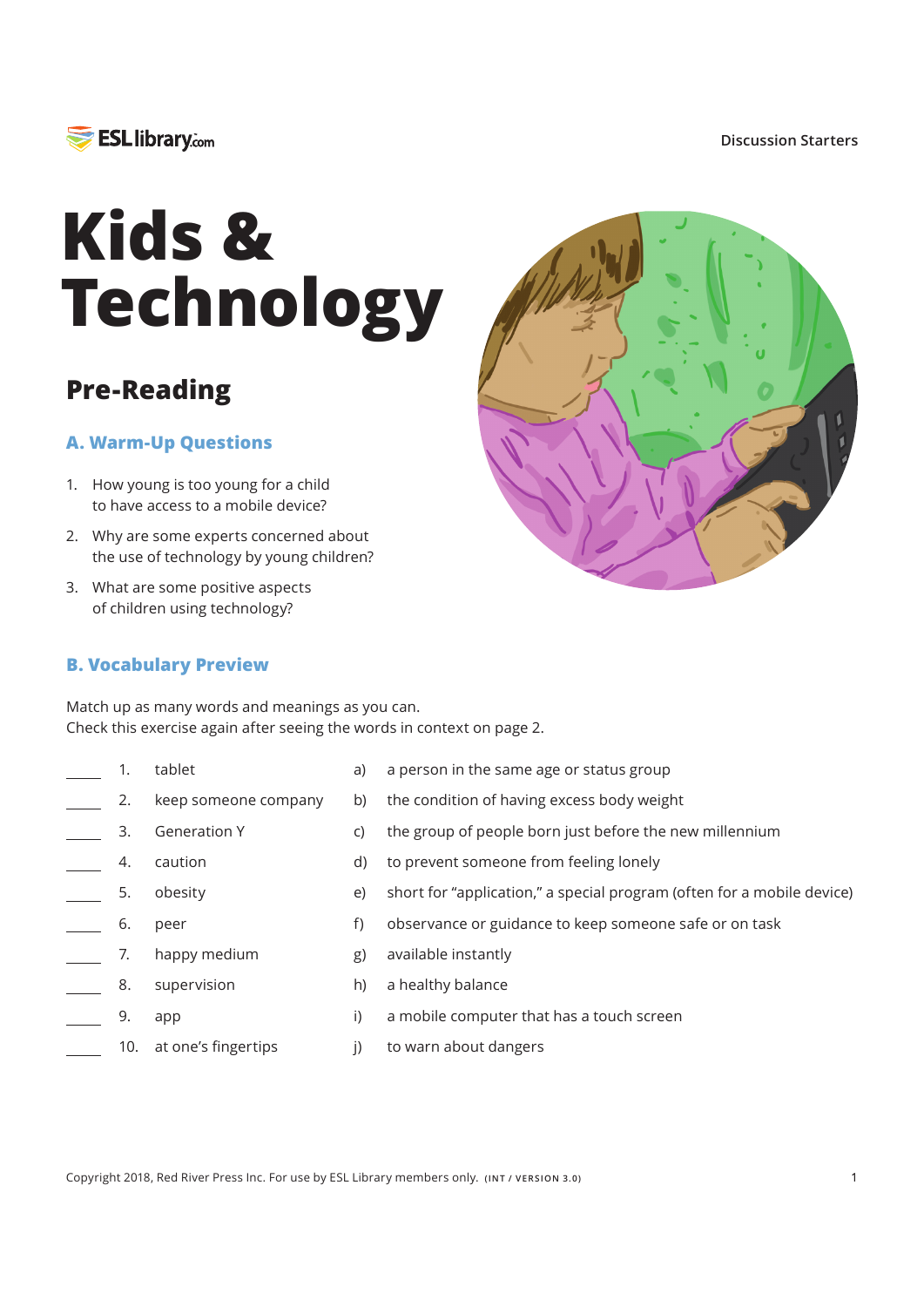# Kids & Technology

## Pre-Reading

### A. Warm-Up Questions

1. How young is too young for a child to have access to a mobile device?
2. Why are some experts concerned about the use of technology by young children?
3. What are some positive aspects of children using technology?

### B. Vocabulary Preview

Match up as many words and meanings as you can.
Check this exercise again after seeing the words in context on page 2.

| | | Word | | Meaning |
|---|---|---|---|---|
| ____ | 1. | tablet | a) | a person in the same age or status group |
| ____ | 2. | keep someone company | b) | the condition of having excess body weight |
| ____ | 3. | Generation Y | c) | the group of people born just before the new millennium |
| ____ | 4. | caution | d) | to prevent someone from feeling lonely |
| ____ | 5. | obesity | e) | short for "application," a special program (often for a mobile device) |
| ____ | 6. | peer | f) | observance or guidance to keep someone safe or on task |
| ____ | 7. | happy medium | g) | available instantly |
| ____ | 8. | supervision | h) | a healthy balance |
| ____ | 9. | app | i) | a mobile computer that has a touch screen |
| ____ | 10. | at one's fingertips | j) | to warn about dangers |

Copyright 2018, Red River Press Inc. For use by ESL Library members only. (INT / VERSION 3.0)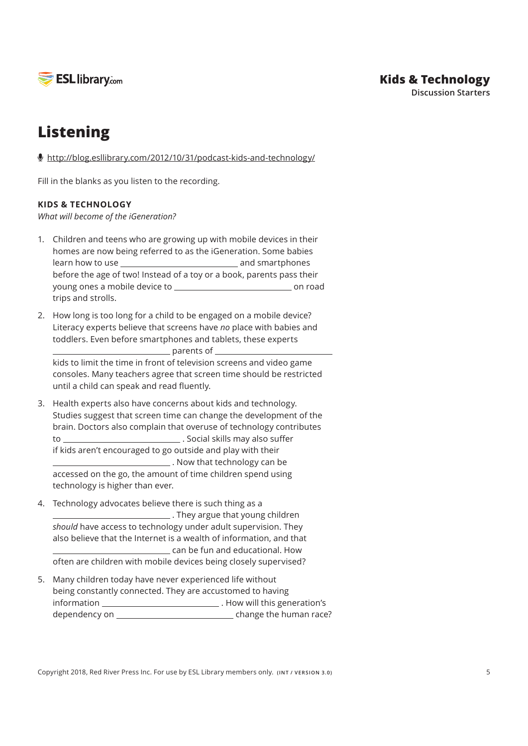# Listening

🎙 http://blog.esllibrary.com/2012/10/31/podcast-kids-and-technology/

Fill in the blanks as you listen to the recording.

**KIDS & TECHNOLOGY**

*What will become of the iGeneration?*

1. Children and teens who are growing up with mobile devices in their homes are now being referred to as the iGeneration. Some babies learn how to use \_\_\_\_\_\_\_\_\_\_\_\_\_\_\_\_\_\_\_\_ and smartphones before the age of two! Instead of a toy or a book, parents pass their young ones a mobile device to \_\_\_\_\_\_\_\_\_\_\_\_\_\_\_\_\_\_\_\_ on road trips and strolls.

2. How long is too long for a child to be engaged on a mobile device? Literacy experts believe that screens have *no* place with babies and toddlers. Even before smartphones and tablets, these experts \_\_\_\_\_\_\_\_\_\_\_\_\_\_\_\_\_\_\_\_ parents of \_\_\_\_\_\_\_\_\_\_\_\_\_\_\_\_\_\_\_\_ kids to limit the time in front of television screens and video game consoles. Many teachers agree that screen time should be restricted until a child can speak and read fluently.

3. Health experts also have concerns about kids and technology. Studies suggest that screen time can change the development of the brain. Doctors also complain that overuse of technology contributes to \_\_\_\_\_\_\_\_\_\_\_\_\_\_\_\_\_\_\_\_ . Social skills may also suffer if kids aren't encouraged to go outside and play with their \_\_\_\_\_\_\_\_\_\_\_\_\_\_\_\_\_\_\_\_ . Now that technology can be accessed on the go, the amount of time children spend using technology is higher than ever.

4. Technology advocates believe there is such thing as a \_\_\_\_\_\_\_\_\_\_\_\_\_\_\_\_\_\_\_\_ . They argue that young children *should* have access to technology under adult supervision. They also believe that the Internet is a wealth of information, and that \_\_\_\_\_\_\_\_\_\_\_\_\_\_\_\_\_\_\_\_ can be fun and educational. How often are children with mobile devices being closely supervised?

5. Many children today have never experienced life without being constantly connected. They are accustomed to having information \_\_\_\_\_\_\_\_\_\_\_\_\_\_\_\_\_\_\_\_ . How will this generation's dependency on \_\_\_\_\_\_\_\_\_\_\_\_\_\_\_\_\_\_\_\_ change the human race?